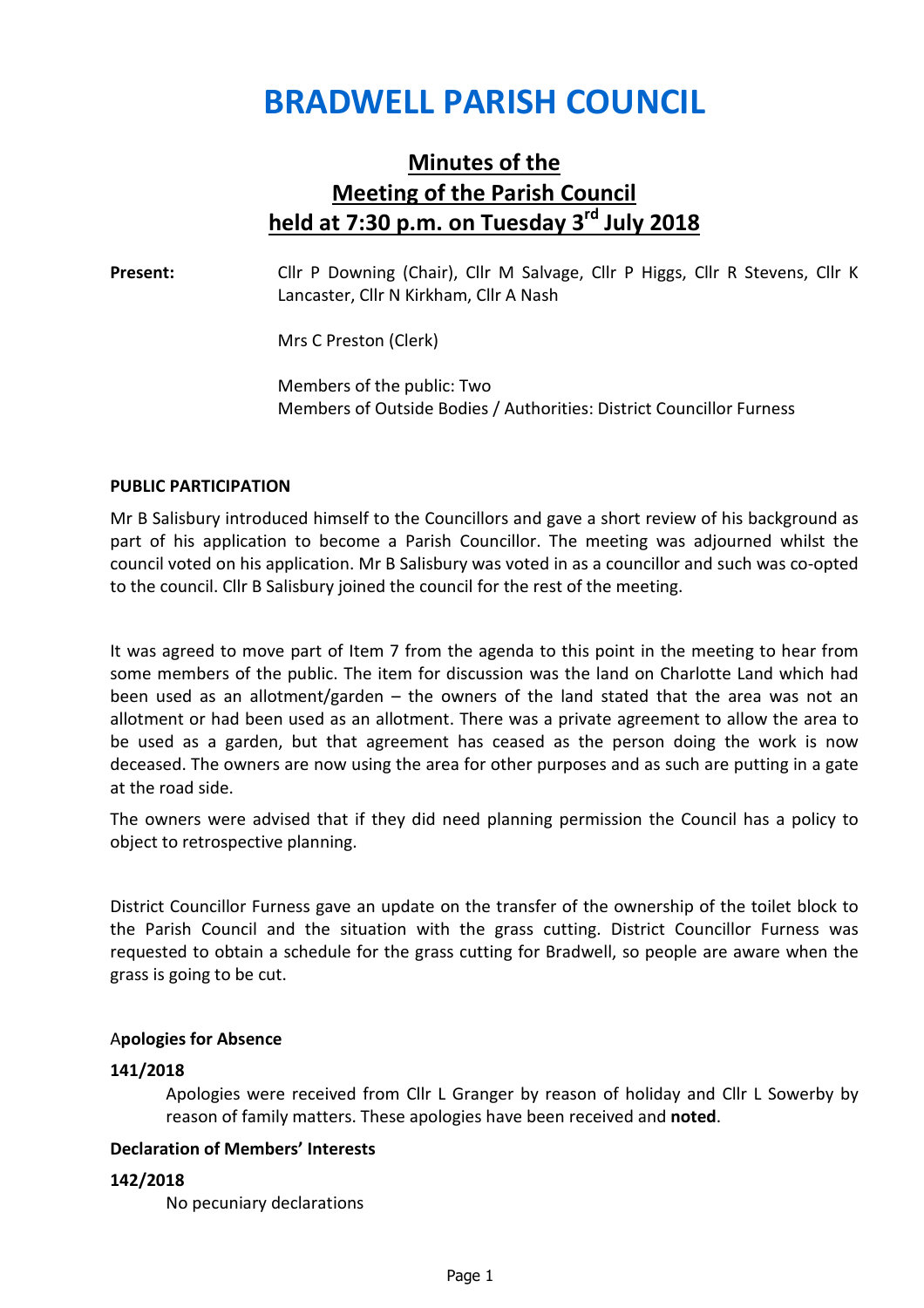# BRADWELL PARISH COUNCIL

## Minutes of the Meeting of the Parish Council held at 7:30 p.m. on Tuesday 3rd July 2018

**Present:** Cllr P Downing (Chair), Cllr M Salvage, Cllr P Higgs, Cllr R Stevens, Cllr K Lancaster, Cllr N Kirkham, Cllr A Nash

Mrs C Preston (Clerk)

Members of the public: Two
Members of Outside Bodies / Authorities: District Councillor Furness

**PUBLIC PARTICIPATION**

Mr B Salisbury introduced himself to the Councillors and gave a short review of his background as part of his application to become a Parish Councillor. The meeting was adjourned whilst the council voted on his application. Mr B Salisbury was voted in as a councillor and such was co-opted to the council. Cllr B Salisbury joined the council for the rest of the meeting.

It was agreed to move part of Item 7 from the agenda to this point in the meeting to hear from some members of the public. The item for discussion was the land on Charlotte Land which had been used as an allotment/garden – the owners of the land stated that the area was not an allotment or had been used as an allotment. There was a private agreement to allow the area to be used as a garden, but that agreement has ceased as the person doing the work is now deceased. The owners are now using the area for other purposes and as such are putting in a gate at the road side.

The owners were advised that if they did need planning permission the Council has a policy to object to retrospective planning.

District Councillor Furness gave an update on the transfer of the ownership of the toilet block to the Parish Council and the situation with the grass cutting. District Councillor Furness was requested to obtain a schedule for the grass cutting for Bradwell, so people are aware when the grass is going to be cut.

**Apologies for Absence**

**141/2018**

Apologies were received from Cllr L Granger by reason of holiday and Cllr L Sowerby by reason of family matters. These apologies have been received and **noted**.

**Declaration of Members' Interests**

**142/2018**

No pecuniary declarations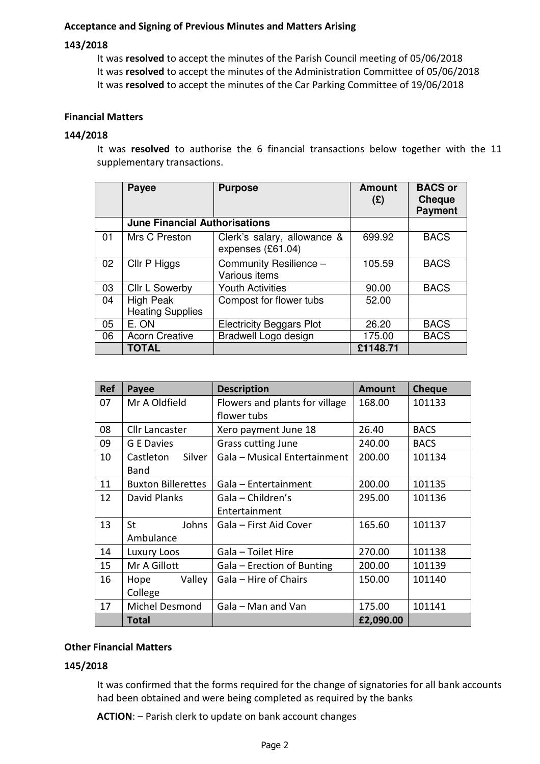**Acceptance and Signing of Previous Minutes and Matters Arising**

**143/2018**

It was **resolved** to accept the minutes of the Parish Council meeting of 05/06/2018
It was **resolved** to accept the minutes of the Administration Committee of 05/06/2018
It was **resolved** to accept the minutes of the Car Parking Committee of 19/06/2018

**Financial Matters**

**144/2018**

It was **resolved** to authorise the 6 financial transactions below together with the 11 supplementary transactions.

| | Payee | Purpose | Amount (£) | BACS or Cheque Payment |
|---|---|---|---|---|
| | **June Financial Authorisations** | | | |
| 01 | Mrs C Preston | Clerk's salary, allowance & expenses (£61.04) | 699.92 | BACS |
| 02 | Cllr P Higgs | Community Resilience – Various items | 105.59 | BACS |
| 03 | Cllr L Sowerby | Youth Activities | 90.00 | BACS |
| 04 | High Peak Heating Supplies | Compost for flower tubs | 52.00 | |
| 05 | E. ON | Electricity Beggars Plot | 26.20 | BACS |
| 06 | Acorn Creative | Bradwell Logo design | 175.00 | BACS |
| | **TOTAL** | | **£1148.71** | |

| Ref | Payee | Description | Amount | Cheque |
|---|---|---|---|---|
| 07 | Mr A Oldfield | Flowers and plants for village flower tubs | 168.00 | 101133 |
| 08 | Cllr Lancaster | Xero payment June 18 | 26.40 | BACS |
| 09 | G E Davies | Grass cutting June | 240.00 | BACS |
| 10 | Castleton Silver Band | Gala – Musical Entertainment | 200.00 | 101134 |
| 11 | Buxton Billerettes | Gala – Entertainment | 200.00 | 101135 |
| 12 | David Planks | Gala – Children's Entertainment | 295.00 | 101136 |
| 13 | St Johns Ambulance | Gala – First Aid Cover | 165.60 | 101137 |
| 14 | Luxury Loos | Gala – Toilet Hire | 270.00 | 101138 |
| 15 | Mr A Gillott | Gala – Erection of Bunting | 200.00 | 101139 |
| 16 | Hope Valley College | Gala – Hire of Chairs | 150.00 | 101140 |
| 17 | Michel Desmond | Gala – Man and Van | 175.00 | 101141 |
| | **Total** | | **£2,090.00** | |

**Other Financial Matters**

**145/2018**

It was confirmed that the forms required for the change of signatories for all bank accounts had been obtained and were being completed as required by the banks

**ACTION**: – Parish clerk to update on bank account changes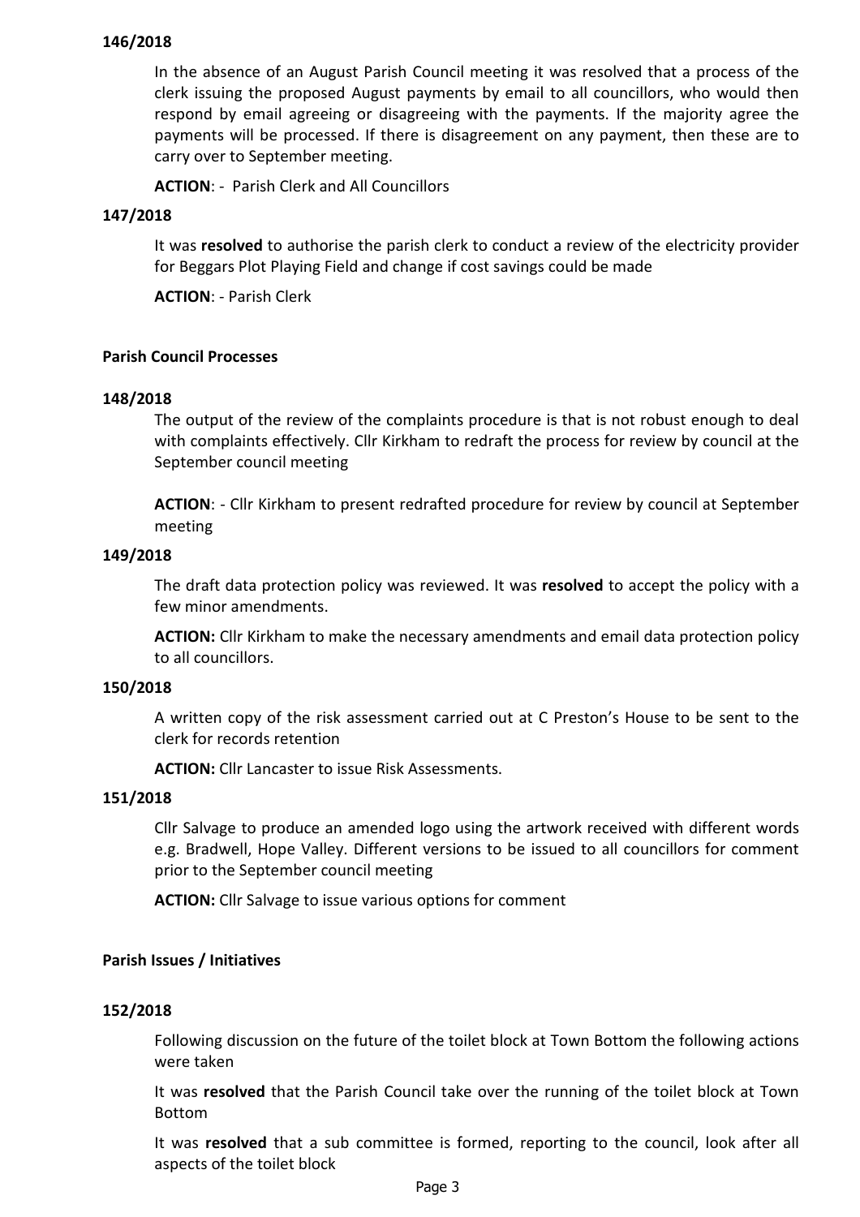**146/2018**

In the absence of an August Parish Council meeting it was resolved that a process of the clerk issuing the proposed August payments by email to all councillors, who would then respond by email agreeing or disagreeing with the payments. If the majority agree the payments will be processed. If there is disagreement on any payment, then these are to carry over to September meeting.

**ACTION**: - Parish Clerk and All Councillors

**147/2018**

It was **resolved** to authorise the parish clerk to conduct a review of the electricity provider for Beggars Plot Playing Field and change if cost savings could be made

**ACTION**: - Parish Clerk

**Parish Council Processes**

**148/2018**

The output of the review of the complaints procedure is that is not robust enough to deal with complaints effectively. Cllr Kirkham to redraft the process for review by council at the September council meeting

**ACTION**: - Cllr Kirkham to present redrafted procedure for review by council at September meeting

**149/2018**

The draft data protection policy was reviewed. It was **resolved** to accept the policy with a few minor amendments.

**ACTION:** Cllr Kirkham to make the necessary amendments and email data protection policy to all councillors.

**150/2018**

A written copy of the risk assessment carried out at C Preston's House to be sent to the clerk for records retention

**ACTION:** Cllr Lancaster to issue Risk Assessments.

**151/2018**

Cllr Salvage to produce an amended logo using the artwork received with different words e.g. Bradwell, Hope Valley. Different versions to be issued to all councillors for comment prior to the September council meeting

**ACTION:** Cllr Salvage to issue various options for comment

**Parish Issues / Initiatives**

**152/2018**

Following discussion on the future of the toilet block at Town Bottom the following actions were taken

It was **resolved** that the Parish Council take over the running of the toilet block at Town Bottom

It was **resolved** that a sub committee is formed, reporting to the council, look after all aspects of the toilet block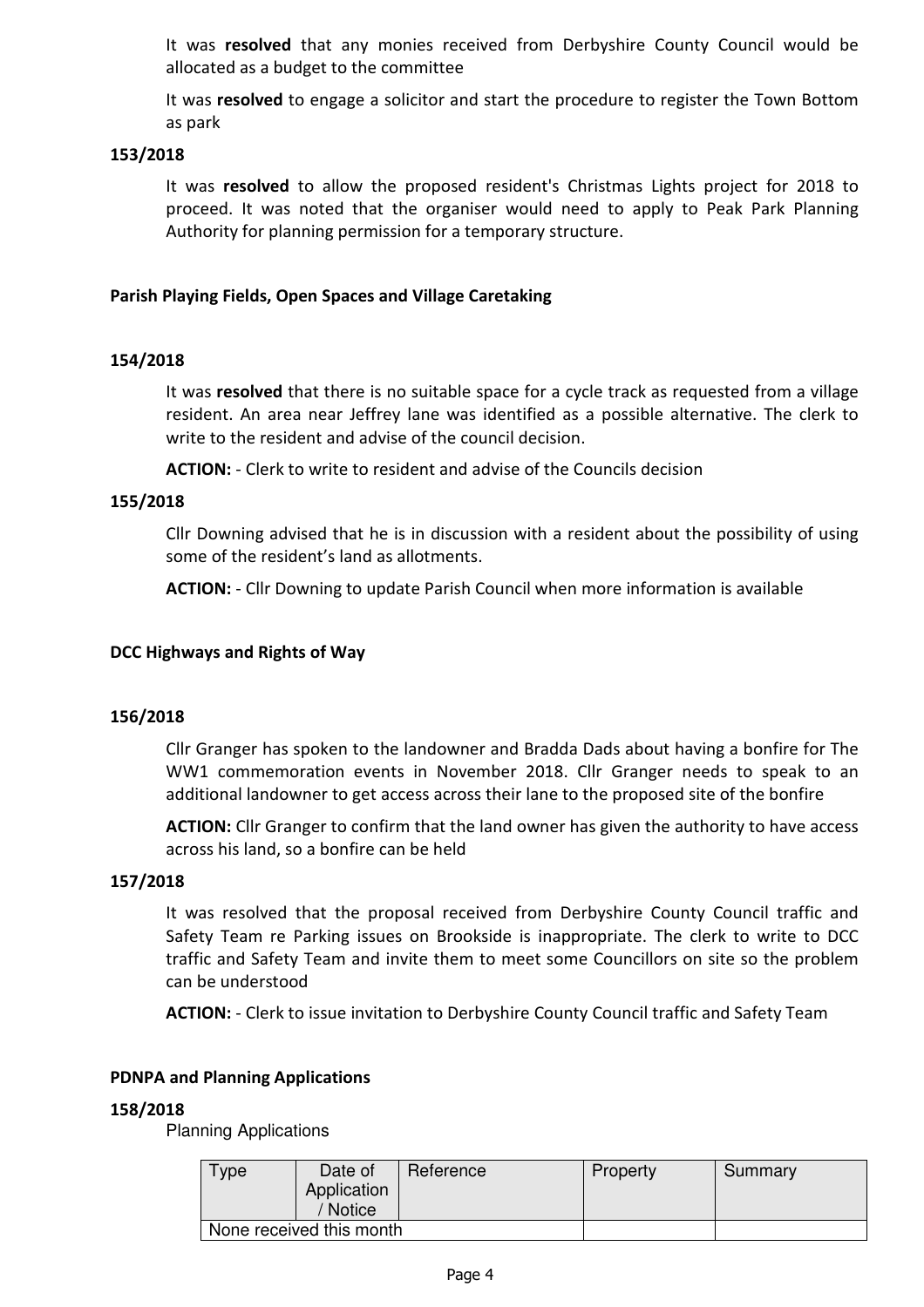It was **resolved** that any monies received from Derbyshire County Council would be allocated as a budget to the committee

It was **resolved** to engage a solicitor and start the procedure to register the Town Bottom as park

**153/2018**

It was **resolved** to allow the proposed resident's Christmas Lights project for 2018 to proceed. It was noted that the organiser would need to apply to Peak Park Planning Authority for planning permission for a temporary structure.

**Parish Playing Fields, Open Spaces and Village Caretaking**

**154/2018**

It was **resolved** that there is no suitable space for a cycle track as requested from a village resident. An area near Jeffrey lane was identified as a possible alternative. The clerk to write to the resident and advise of the council decision.

**ACTION:** - Clerk to write to resident and advise of the Councils decision

**155/2018**

Cllr Downing advised that he is in discussion with a resident about the possibility of using some of the resident's land as allotments.

**ACTION:** - Cllr Downing to update Parish Council when more information is available

**DCC Highways and Rights of Way**

**156/2018**

Cllr Granger has spoken to the landowner and Bradda Dads about having a bonfire for The WW1 commemoration events in November 2018. Cllr Granger needs to speak to an additional landowner to get access across their lane to the proposed site of the bonfire

**ACTION:** Cllr Granger to confirm that the land owner has given the authority to have access across his land, so a bonfire can be held

**157/2018**

It was resolved that the proposal received from Derbyshire County Council traffic and Safety Team re Parking issues on Brookside is inappropriate. The clerk to write to DCC traffic and Safety Team and invite them to meet some Councillors on site so the problem can be understood

**ACTION:** - Clerk to issue invitation to Derbyshire County Council traffic and Safety Team

**PDNPA and Planning Applications**

**158/2018**

Planning Applications

| Type | Date of Application / Notice | Reference | Property | Summary |
|---|---|---|---|---|
| None received this month | | | | |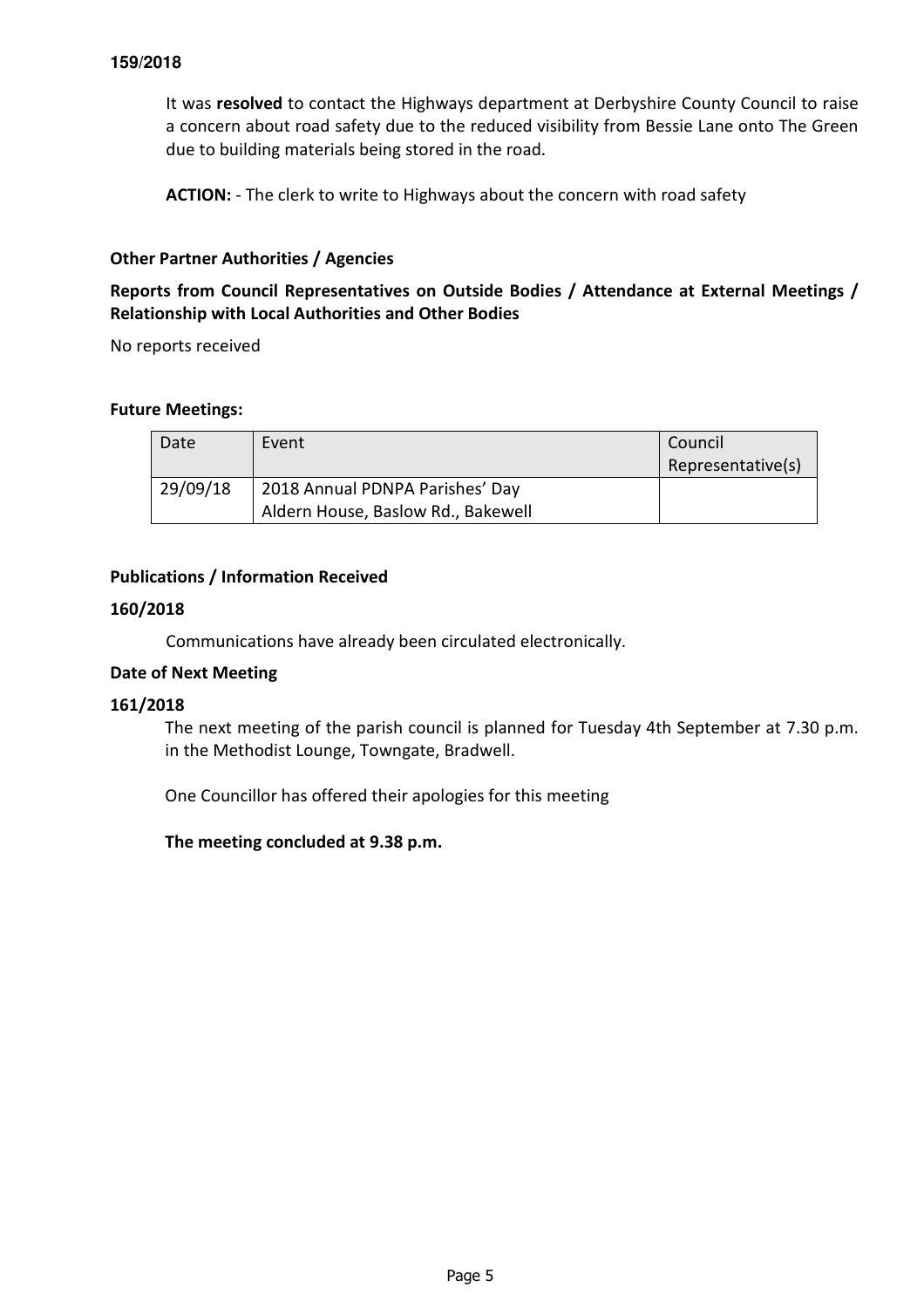**159/2018**

It was **resolved** to contact the Highways department at Derbyshire County Council to raise a concern about road safety due to the reduced visibility from Bessie Lane onto The Green due to building materials being stored in the road.

**ACTION:** - The clerk to write to Highways about the concern with road safety

**Other Partner Authorities / Agencies**

**Reports from Council Representatives on Outside Bodies / Attendance at External Meetings / Relationship with Local Authorities and Other Bodies**

No reports received

**Future Meetings:**

| Date | Event | Council Representative(s) |
|---|---|---|
| 29/09/18 | 2018 Annual PDNPA Parishes' Day<br>Aldern House, Baslow Rd., Bakewell | |

**Publications / Information Received**

**160/2018**

Communications have already been circulated electronically.

**Date of Next Meeting**

**161/2018**

The next meeting of the parish council is planned for Tuesday 4th September at 7.30 p.m. in the Methodist Lounge, Towngate, Bradwell.

One Councillor has offered their apologies for this meeting

**The meeting concluded at 9.38 p.m.**